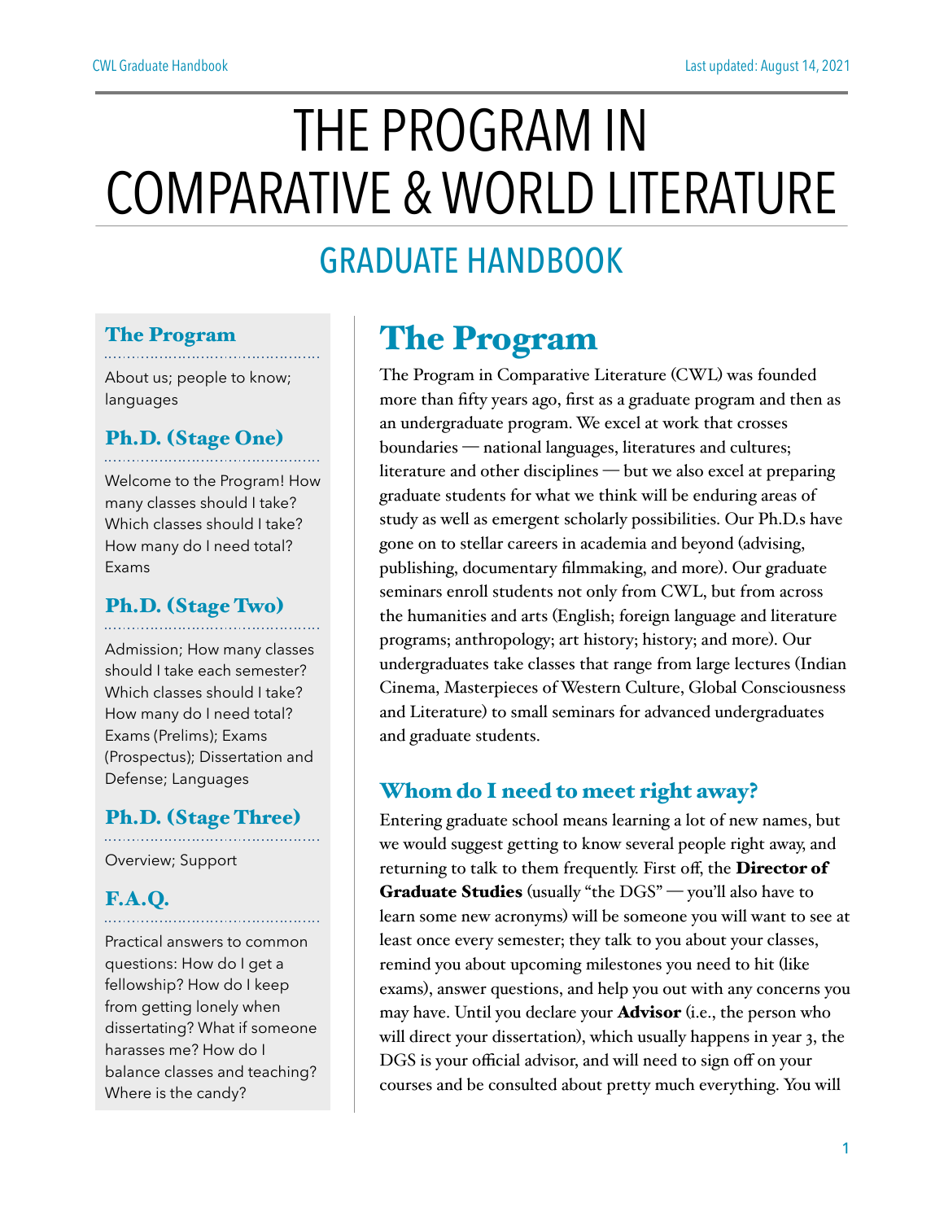# THE PROGRAM IN COMPARATIVE & WORLD LITERATURE

## GRADUATE HANDBOOK

### The Program

About us; people to know; languages

### Ph.D. (Stage One)

Welcome to the Program! How many classes should I take? Which classes should I take? How many do I need total? Exams

### Ph.D. (Stage Two)

Admission; How many classes should I take each semester? Which classes should I take? How many do I need total? Exams (Prelims); Exams (Prospectus); Dissertation and Defense; Languages

### Ph.D. (Stage Three)

Overview; Support

### F.A.Q.

Practical answers to common questions: How do I get a fellowship? How do I keep from getting lonely when dissertating? What if someone harasses me? How do I balance classes and teaching? Where is the candy?

## The Program

The Program in Comparative Literature (CWL) was founded more than fifty years ago, first as a graduate program and then as an undergraduate program. We excel at work that crosses boundaries — national languages, literatures and cultures; literature and other disciplines — but we also excel at preparing graduate students for what we think will be enduring areas of study as well as emergent scholarly possibilities. Our Ph.D.s have gone on to stellar careers in academia and beyond (advising, publishing, documentary filmmaking, and more). Our graduate seminars enroll students not only from CWL, but from across the humanities and arts (English; foreign language and literature programs; anthropology; art history; history; and more). Our undergraduates take classes that range from large lectures (Indian Cinema, Masterpieces of Western Culture, Global Consciousness and Literature) to small seminars for advanced undergraduates and graduate students.

### Whom do I need to meet right away?

Entering graduate school means learning a lot of new names, but we would suggest getting to know several people right away, and returning to talk to them frequently. First off, the **Director of Graduate Studies** (usually "the DGS" — you'll also have to learn some new acronyms) will be someone you will want to see at least once every semester; they talk to you about your classes, remind you about upcoming milestones you need to hit (like exams), answer questions, and help you out with any concerns you may have. Until you declare your **Advisor** (i.e., the person who will direct your dissertation), which usually happens in year 3, the DGS is your official advisor, and will need to sign off on your courses and be consulted about pretty much everything. You will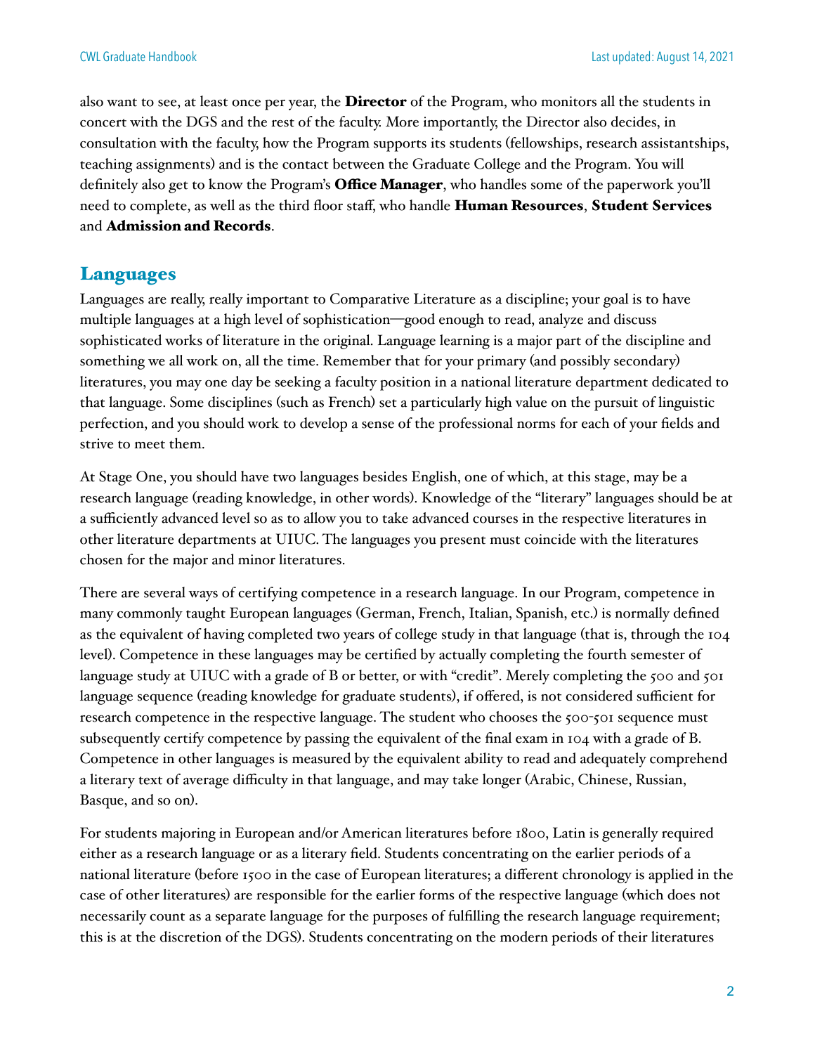also want to see, at least once per year, the **Director** of the Program, who monitors all the students in concert with the DGS and the rest of the faculty. More importantly, the Director also decides, in consultation with the faculty, how the Program supports its students (fellowships, research assistantships, teaching assignments) and is the contact between the Graduate College and the Program. You will definitely also get to know the Program's **Office Manager**, who handles some of the paperwork you'll need to complete, as well as the third floor staff, who handle **Human Resources**, **Student Services** and **Admission and Records**.

## Languages

Languages are really, really important to Comparative Literature as a discipline; your goal is to have multiple languages at a high level of sophistication—good enough to read, analyze and discuss sophisticated works of literature in the original. Language learning is a major part of the discipline and something we all work on, all the time. Remember that for your primary (and possibly secondary) literatures, you may one day be seeking a faculty position in a national literature department dedicated to that language. Some disciplines (such as French) set a particularly high value on the pursuit of linguistic perfection, and you should work to develop a sense of the professional norms for each of your fields and strive to meet them.

At Stage One, you should have two languages besides English, one of which, at this stage, may be a research language (reading knowledge, in other words). Knowledge of the "literary" languages should be at a sufficiently advanced level so as to allow you to take advanced courses in the respective literatures in other literature departments at UIUC. The languages you present must coincide with the literatures chosen for the major and minor literatures.

There are several ways of certifying competence in a research language. In our Program, competence in many commonly taught European languages (German, French, Italian, Spanish, etc.) is normally defined as the equivalent of having completed two years of college study in that language (that is, through the 104 level). Competence in these languages may be certified by actually completing the fourth semester of language study at UIUC with a grade of B or better, or with "credit". Merely completing the 500 and 501 language sequence (reading knowledge for graduate students), if offered, is not considered sufficient for research competence in the respective language. The student who chooses the 500-501 sequence must subsequently certify competence by passing the equivalent of the final exam in 104 with a grade of B. Competence in other languages is measured by the equivalent ability to read and adequately comprehend a literary text of average difficulty in that language, and may take longer (Arabic, Chinese, Russian, Basque, and so on).

For students majoring in European and/or American literatures before 1800, Latin is generally required either as a research language or as a literary field. Students concentrating on the earlier periods of a national literature (before 1500 in the case of European literatures; a different chronology is applied in the case of other literatures) are responsible for the earlier forms of the respective language (which does not necessarily count as a separate language for the purposes of fulfilling the research language requirement; this is at the discretion of the DGS). Students concentrating on the modern periods of their literatures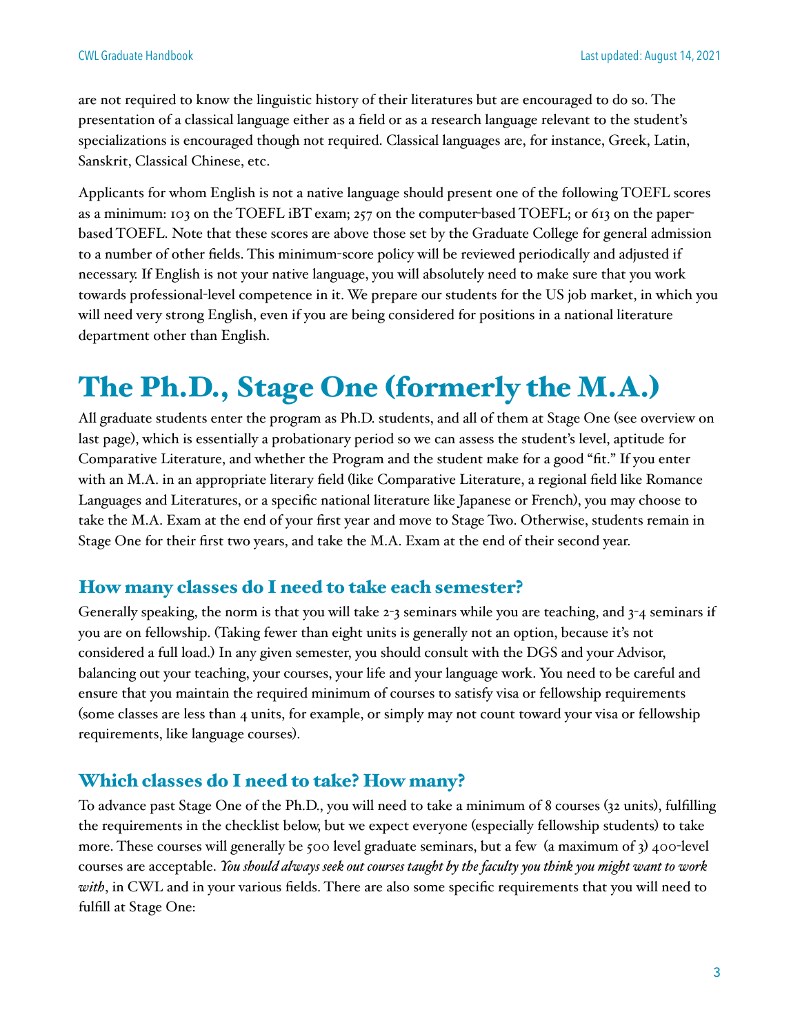are not required to know the linguistic history of their literatures but are encouraged to do so. The presentation of a classical language either as a field or as a research language relevant to the student's specializations is encouraged though not required. Classical languages are, for instance, Greek, Latin, Sanskrit, Classical Chinese, etc.

Applicants for whom English is not a native language should present one of the following TOEFL scores as a minimum: 103 on the TOEFL iBT exam; 257 on the computer-based TOEFL; or 613 on the paper-based TOEFL. Note that these scores are above those set by the Graduate College for general admission to a number of other fields. This minimum-score policy will be reviewed periodically and adjusted if necessary. If English is not your native language, you will absolutely need to make sure that you work towards professional-level competence in it. We prepare our students for the US job market, in which you will need very strong English, even if you are being considered for positions in a national literature department other than English.

# The Ph.D., Stage One (formerly the M.A.)

All graduate students enter the program as Ph.D. students, and all of them at Stage One (see overview on last page), which is essentially a probationary period so we can assess the student's level, aptitude for Comparative Literature, and whether the Program and the student make for a good "fit." If you enter with an M.A. in an appropriate literary field (like Comparative Literature, a regional field like Romance Languages and Literatures, or a specific national literature like Japanese or French), you may choose to take the M.A. Exam at the end of your first year and move to Stage Two. Otherwise, students remain in Stage One for their first two years, and take the M.A. Exam at the end of their second year.

## How many classes do I need to take each semester?

Generally speaking, the norm is that you will take 2-3 seminars while you are teaching, and 3-4 seminars if you are on fellowship. (Taking fewer than eight units is generally not an option, because it's not considered a full load.) In any given semester, you should consult with the DGS and your Advisor, balancing out your teaching, your courses, your life and your language work. You need to be careful and ensure that you maintain the required minimum of courses to satisfy visa or fellowship requirements (some classes are less than 4 units, for example, or simply may not count toward your visa or fellowship requirements, like language courses).

## Which classes do I need to take? How many?

To advance past Stage One of the Ph.D., you will need to take a minimum of 8 courses (32 units), fulfilling the requirements in the checklist below, but we expect everyone (especially fellowship students) to take more. These courses will generally be 500 level graduate seminars, but a few (a maximum of 3) 400-level courses are acceptable. *You should always seek out courses taught by the faculty you think you might want to work with*, in CWL and in your various fields. There are also some specific requirements that you will need to fulfill at Stage One: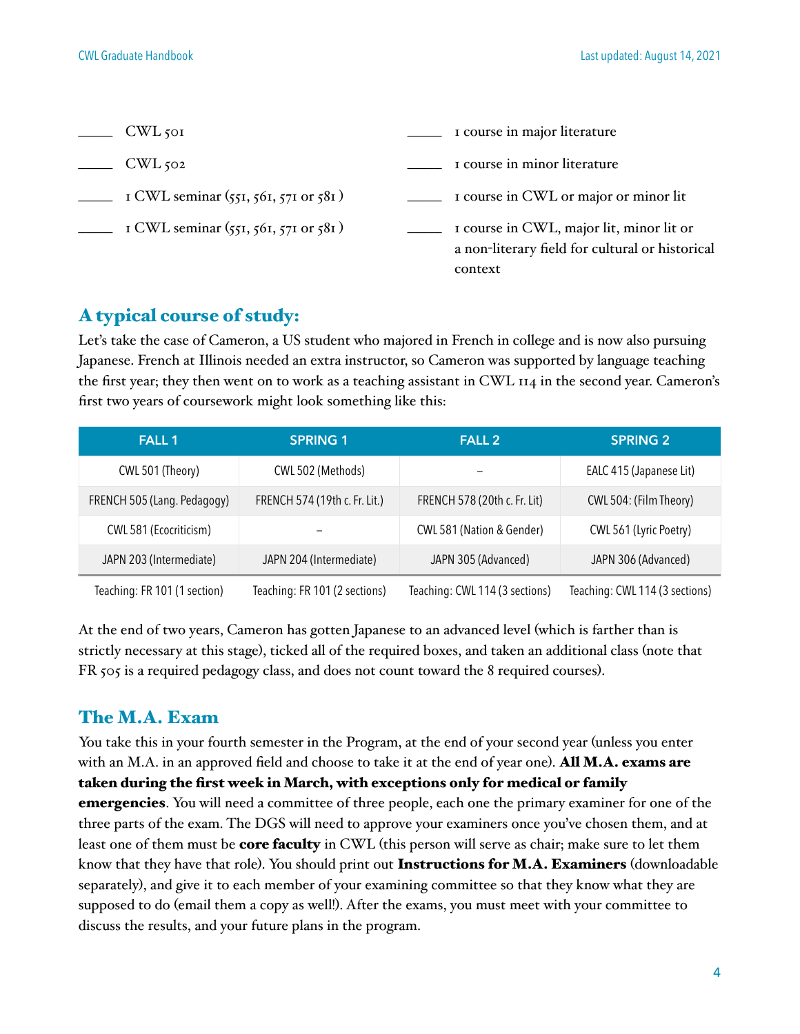_____ CWL 501

_____ CWL 502

_____ 1 CWL seminar (551, 561, 571 or 581 )

_____ 1 CWL seminar (551, 561, 571 or 581 )

_____ 1 course in major literature

_____ 1 course in minor literature

_____ 1 course in CWL or major or minor lit

_____ 1 course in CWL, major lit, minor lit or a non-literary field for cultural or historical context

## A typical course of study:

Let's take the case of Cameron, a US student who majored in French in college and is now also pursuing Japanese. French at Illinois needed an extra instructor, so Cameron was supported by language teaching the first year; they then went on to work as a teaching assistant in CWL 114 in the second year. Cameron's first two years of coursework might look something like this:

| FALL 1 | SPRING 1 | FALL 2 | SPRING 2 |
|---|---|---|---|
| CWL 501 (Theory) | CWL 502 (Methods) | – | EALC 415 (Japanese Lit) |
| FRENCH 505 (Lang. Pedagogy) | FRENCH 574 (19th c. Fr. Lit.) | FRENCH 578 (20th c. Fr. Lit) | CWL 504: (Film Theory) |
| CWL 581 (Ecocriticism) | – | CWL 581 (Nation & Gender) | CWL 561 (Lyric Poetry) |
| JAPN 203 (Intermediate) | JAPN 204 (Intermediate) | JAPN 305 (Advanced) | JAPN 306 (Advanced) |
| Teaching: FR 101 (1 section) | Teaching: FR 101 (2 sections) | Teaching: CWL 114 (3 sections) | Teaching: CWL 114 (3 sections) |

At the end of two years, Cameron has gotten Japanese to an advanced level (which is farther than is strictly necessary at this stage), ticked all of the required boxes, and taken an additional class (note that FR 505 is a required pedagogy class, and does not count toward the 8 required courses).

## The M.A. Exam

You take this in your fourth semester in the Program, at the end of your second year (unless you enter with an M.A. in an approved field and choose to take it at the end of year one). **All M.A. exams are taken during the first week in March, with exceptions only for medical or family emergencies**. You will need a committee of three people, each one the primary examiner for one of the three parts of the exam. The DGS will need to approve your examiners once you've chosen them, and at least one of them must be **core faculty** in CWL (this person will serve as chair; make sure to let them know that they have that role). You should print out **Instructions for M.A. Examiners** (downloadable separately), and give it to each member of your examining committee so that they know what they are supposed to do (email them a copy as well!). After the exams, you must meet with your committee to discuss the results, and your future plans in the program.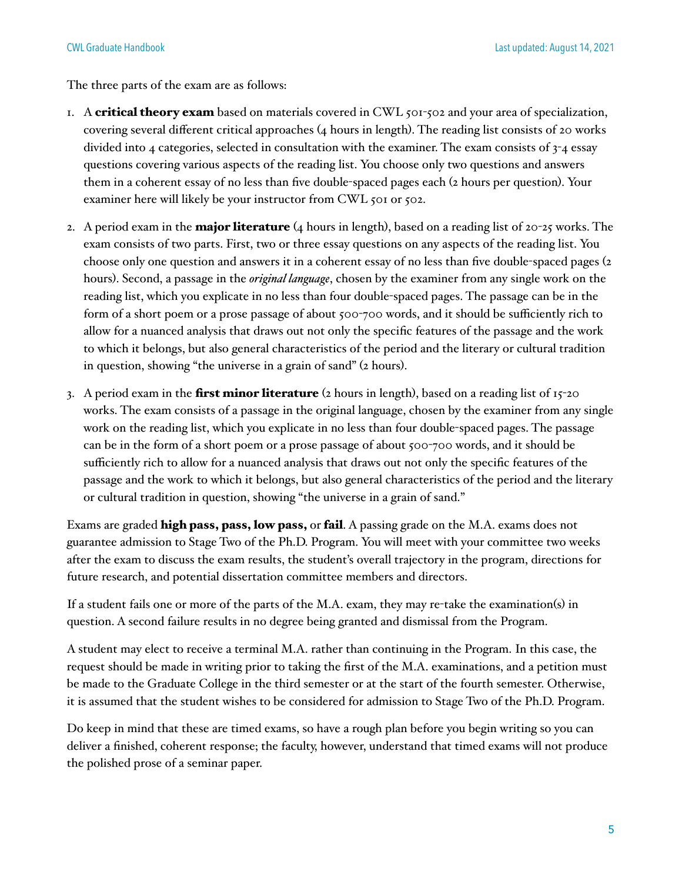The three parts of the exam are as follows:

1. A **critical theory exam** based on materials covered in CWL 501-502 and your area of specialization, covering several different critical approaches (4 hours in length). The reading list consists of 20 works divided into 4 categories, selected in consultation with the examiner. The exam consists of 3-4 essay questions covering various aspects of the reading list. You choose only two questions and answers them in a coherent essay of no less than five double-spaced pages each (2 hours per question). Your examiner here will likely be your instructor from CWL 501 or 502.

2. A period exam in the **major literature** (4 hours in length), based on a reading list of 20-25 works. The exam consists of two parts. First, two or three essay questions on any aspects of the reading list. You choose only one question and answers it in a coherent essay of no less than five double-spaced pages (2 hours). Second, a passage in the *original language*, chosen by the examiner from any single work on the reading list, which you explicate in no less than four double-spaced pages. The passage can be in the form of a short poem or a prose passage of about 500-700 words, and it should be sufficiently rich to allow for a nuanced analysis that draws out not only the specific features of the passage and the work to which it belongs, but also general characteristics of the period and the literary or cultural tradition in question, showing "the universe in a grain of sand" (2 hours).

3. A period exam in the **first minor literature** (2 hours in length), based on a reading list of 15-20 works. The exam consists of a passage in the original language, chosen by the examiner from any single work on the reading list, which you explicate in no less than four double-spaced pages. The passage can be in the form of a short poem or a prose passage of about 500-700 words, and it should be sufficiently rich to allow for a nuanced analysis that draws out not only the specific features of the passage and the work to which it belongs, but also general characteristics of the period and the literary or cultural tradition in question, showing "the universe in a grain of sand."

Exams are graded **high pass, pass, low pass,** or **fail**. A passing grade on the M.A. exams does not guarantee admission to Stage Two of the Ph.D. Program. You will meet with your committee two weeks after the exam to discuss the exam results, the student's overall trajectory in the program, directions for future research, and potential dissertation committee members and directors.

If a student fails one or more of the parts of the M.A. exam, they may re-take the examination(s) in question. A second failure results in no degree being granted and dismissal from the Program.

A student may elect to receive a terminal M.A. rather than continuing in the Program. In this case, the request should be made in writing prior to taking the first of the M.A. examinations, and a petition must be made to the Graduate College in the third semester or at the start of the fourth semester. Otherwise, it is assumed that the student wishes to be considered for admission to Stage Two of the Ph.D. Program.

Do keep in mind that these are timed exams, so have a rough plan before you begin writing so you can deliver a finished, coherent response; the faculty, however, understand that timed exams will not produce the polished prose of a seminar paper.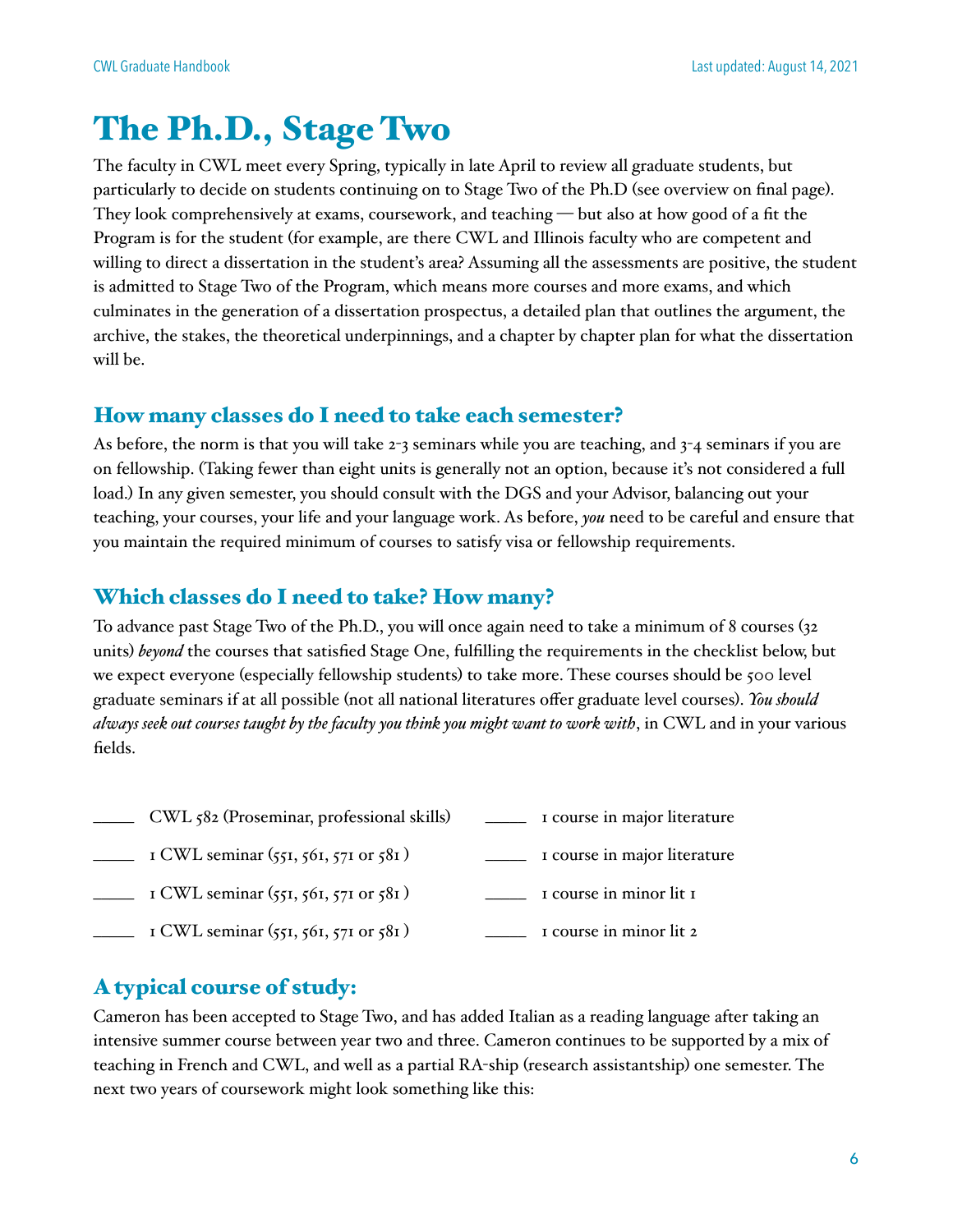# The Ph.D., Stage Two

The faculty in CWL meet every Spring, typically in late April to review all graduate students, but particularly to decide on students continuing on to Stage Two of the Ph.D (see overview on final page). They look comprehensively at exams, coursework, and teaching — but also at how good of a fit the Program is for the student (for example, are there CWL and Illinois faculty who are competent and willing to direct a dissertation in the student's area? Assuming all the assessments are positive, the student is admitted to Stage Two of the Program, which means more courses and more exams, and which culminates in the generation of a dissertation prospectus, a detailed plan that outlines the argument, the archive, the stakes, the theoretical underpinnings, and a chapter by chapter plan for what the dissertation will be.

## How many classes do I need to take each semester?

As before, the norm is that you will take 2-3 seminars while you are teaching, and 3-4 seminars if you are on fellowship. (Taking fewer than eight units is generally not an option, because it's not considered a full load.) In any given semester, you should consult with the DGS and your Advisor, balancing out your teaching, your courses, your life and your language work. As before, *you* need to be careful and ensure that you maintain the required minimum of courses to satisfy visa or fellowship requirements.

## Which classes do I need to take? How many?

To advance past Stage Two of the Ph.D., you will once again need to take a minimum of 8 courses (32 units) *beyond* the courses that satisfied Stage One, fulfilling the requirements in the checklist below, but we expect everyone (especially fellowship students) to take more. These courses should be 500 level graduate seminars if at all possible (not all national literatures offer graduate level courses). *You should always seek out courses taught by the faculty you think you might want to work with*, in CWL and in your various fields.

- _____ CWL 582 (Proseminar, professional skills)
- _____ 1 CWL seminar (551, 561, 571 or 581 )
- _____ 1 CWL seminar (551, 561, 571 or 581 )
- _____ 1 CWL seminar (551, 561, 571 or 581 )
- _____ 1 course in major literature
- _____ 1 course in major literature
- _____ 1 course in minor lit 1
- _____ 1 course in minor lit 2

## A typical course of study:

Cameron has been accepted to Stage Two, and has added Italian as a reading language after taking an intensive summer course between year two and three. Cameron continues to be supported by a mix of teaching in French and CWL, and well as a partial RA-ship (research assistantship) one semester. The next two years of coursework might look something like this: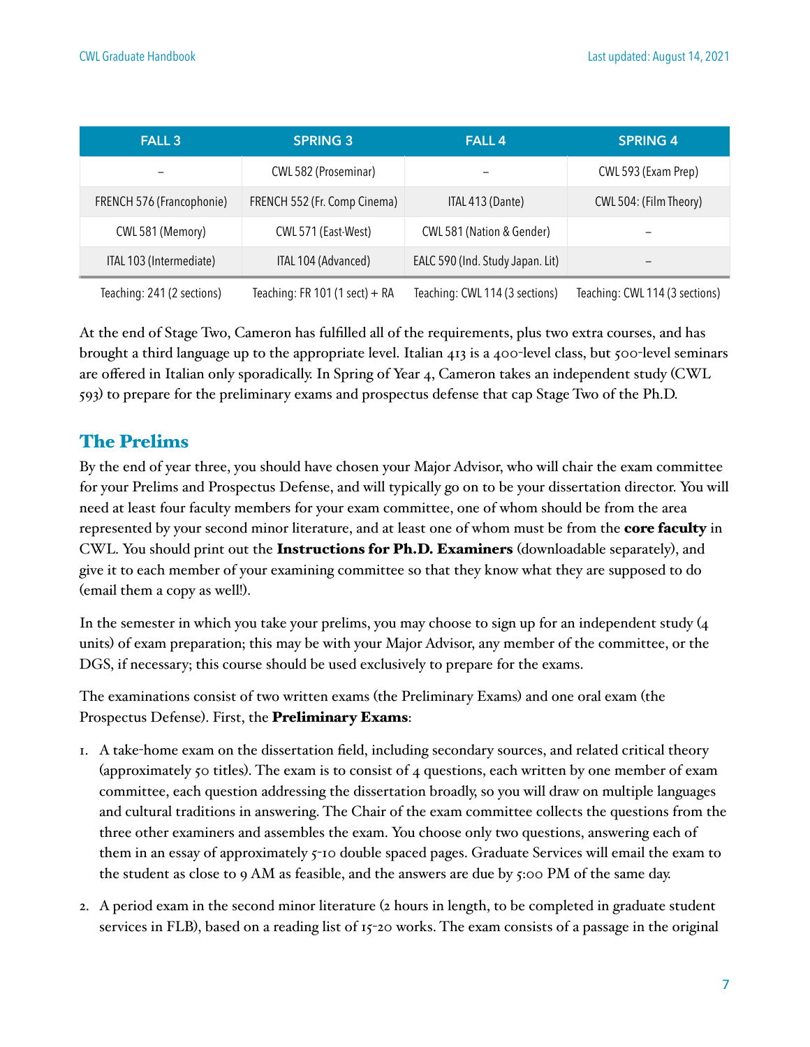| FALL 3 | SPRING 3 | FALL 4 | SPRING 4 |
|---|---|---|---|
| – | CWL 582 (Proseminar) | – | CWL 593 (Exam Prep) |
| FRENCH 576 (Francophonie) | FRENCH 552 (Fr. Comp Cinema) | ITAL 413 (Dante) | CWL 504: (Film Theory) |
| CWL 581 (Memory) | CWL 571 (East-West) | CWL 581 (Nation & Gender) | – |
| ITAL 103 (Intermediate) | ITAL 104 (Advanced) | EALC 590 (Ind. Study Japan. Lit) | – |
| Teaching: 241 (2 sections) | Teaching: FR 101 (1 sect) + RA | Teaching: CWL 114 (3 sections) | Teaching: CWL 114 (3 sections) |

At the end of Stage Two, Cameron has fulfilled all of the requirements, plus two extra courses, and has brought a third language up to the appropriate level. Italian 413 is a 400-level class, but 500-level seminars are offered in Italian only sporadically. In Spring of Year 4, Cameron takes an independent study (CWL 593) to prepare for the preliminary exams and prospectus defense that cap Stage Two of the Ph.D.

## The Prelims

By the end of year three, you should have chosen your Major Advisor, who will chair the exam committee for your Prelims and Prospectus Defense, and will typically go on to be your dissertation director. You will need at least four faculty members for your exam committee, one of whom should be from the area represented by your second minor literature, and at least one of whom must be from the **core faculty** in CWL. You should print out the **Instructions for Ph.D. Examiners** (downloadable separately), and give it to each member of your examining committee so that they know what they are supposed to do (email them a copy as well!).

In the semester in which you take your prelims, you may choose to sign up for an independent study (4 units) of exam preparation; this may be with your Major Advisor, any member of the committee, or the DGS, if necessary; this course should be used exclusively to prepare for the exams.

The examinations consist of two written exams (the Preliminary Exams) and one oral exam (the Prospectus Defense). First, the **Preliminary Exams**:

1. A take-home exam on the dissertation field, including secondary sources, and related critical theory (approximately 50 titles). The exam is to consist of 4 questions, each written by one member of exam committee, each question addressing the dissertation broadly, so you will draw on multiple languages and cultural traditions in answering. The Chair of the exam committee collects the questions from the three other examiners and assembles the exam. You choose only two questions, answering each of them in an essay of approximately 5-10 double spaced pages. Graduate Services will email the exam to the student as close to 9 AM as feasible, and the answers are due by 5:00 PM of the same day.
2. A period exam in the second minor literature (2 hours in length, to be completed in graduate student services in FLB), based on a reading list of 15-20 works. The exam consists of a passage in the original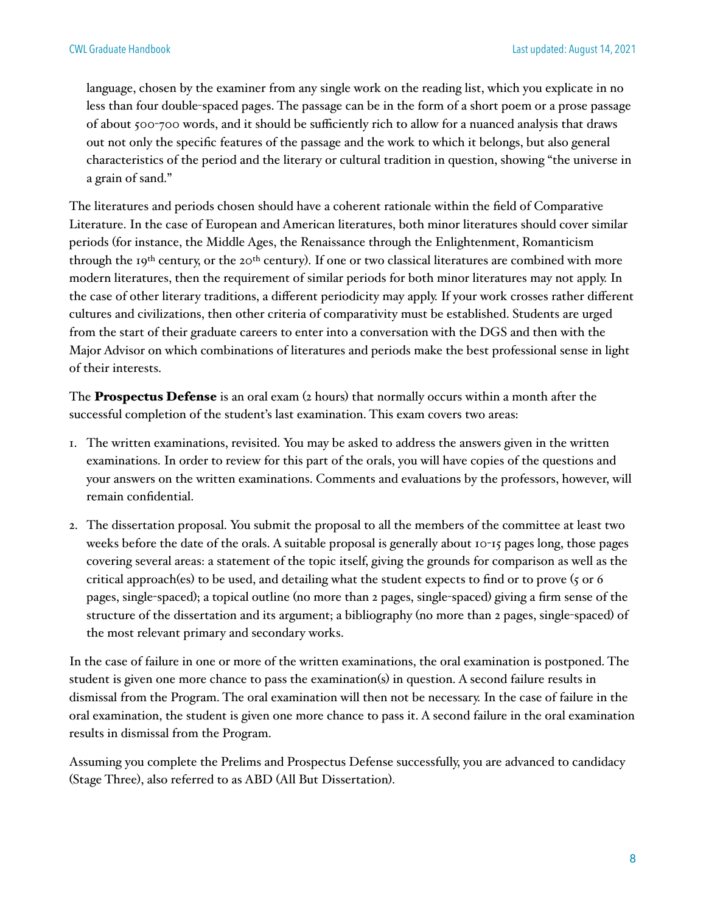language, chosen by the examiner from any single work on the reading list, which you explicate in no less than four double-spaced pages. The passage can be in the form of a short poem or a prose passage of about 500-700 words, and it should be sufficiently rich to allow for a nuanced analysis that draws out not only the specific features of the passage and the work to which it belongs, but also general characteristics of the period and the literary or cultural tradition in question, showing "the universe in a grain of sand."

The literatures and periods chosen should have a coherent rationale within the field of Comparative Literature. In the case of European and American literatures, both minor literatures should cover similar periods (for instance, the Middle Ages, the Renaissance through the Enlightenment, Romanticism through the 19th century, or the 20th century). If one or two classical literatures are combined with more modern literatures, then the requirement of similar periods for both minor literatures may not apply. In the case of other literary traditions, a different periodicity may apply. If your work crosses rather different cultures and civilizations, then other criteria of comparativity must be established. Students are urged from the start of their graduate careers to enter into a conversation with the DGS and then with the Major Advisor on which combinations of literatures and periods make the best professional sense in light of their interests.

The **Prospectus Defense** is an oral exam (2 hours) that normally occurs within a month after the successful completion of the student's last examination. This exam covers two areas:

1. The written examinations, revisited. You may be asked to address the answers given in the written examinations. In order to review for this part of the orals, you will have copies of the questions and your answers on the written examinations. Comments and evaluations by the professors, however, will remain confidential.
2. The dissertation proposal. You submit the proposal to all the members of the committee at least two weeks before the date of the orals. A suitable proposal is generally about 10-15 pages long, those pages covering several areas: a statement of the topic itself, giving the grounds for comparison as well as the critical approach(es) to be used, and detailing what the student expects to find or to prove (5 or 6 pages, single-spaced); a topical outline (no more than 2 pages, single-spaced) giving a firm sense of the structure of the dissertation and its argument; a bibliography (no more than 2 pages, single-spaced) of the most relevant primary and secondary works.

In the case of failure in one or more of the written examinations, the oral examination is postponed. The student is given one more chance to pass the examination(s) in question. A second failure results in dismissal from the Program. The oral examination will then not be necessary. In the case of failure in the oral examination, the student is given one more chance to pass it. A second failure in the oral examination results in dismissal from the Program.

Assuming you complete the Prelims and Prospectus Defense successfully, you are advanced to candidacy (Stage Three), also referred to as ABD (All But Dissertation).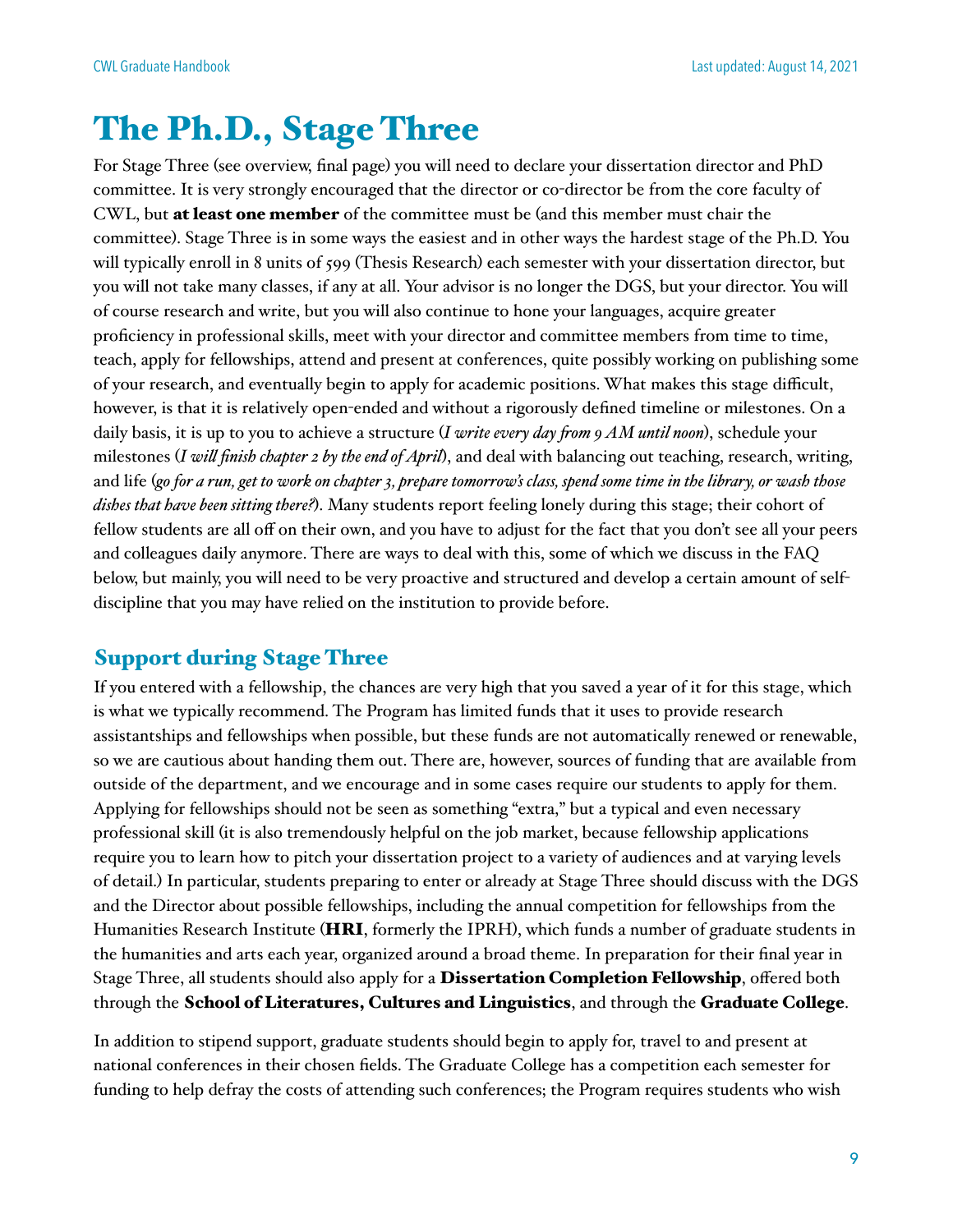# The Ph.D., Stage Three

For Stage Three (see overview, final page) you will need to declare your dissertation director and PhD committee. It is very strongly encouraged that the director or co-director be from the core faculty of CWL, but **at least one member** of the committee must be (and this member must chair the committee). Stage Three is in some ways the easiest and in other ways the hardest stage of the Ph.D. You will typically enroll in 8 units of 599 (Thesis Research) each semester with your dissertation director, but you will not take many classes, if any at all. Your advisor is no longer the DGS, but your director. You will of course research and write, but you will also continue to hone your languages, acquire greater proficiency in professional skills, meet with your director and committee members from time to time, teach, apply for fellowships, attend and present at conferences, quite possibly working on publishing some of your research, and eventually begin to apply for academic positions. What makes this stage difficult, however, is that it is relatively open-ended and without a rigorously defined timeline or milestones. On a daily basis, it is up to you to achieve a structure (*I write every day from 9 AM until noon*), schedule your milestones (*I will finish chapter 2 by the end of April*), and deal with balancing out teaching, research, writing, and life (*go for a run, get to work on chapter 3, prepare tomorrow's class, spend some time in the library, or wash those dishes that have been sitting there?*). Many students report feeling lonely during this stage; their cohort of fellow students are all off on their own, and you have to adjust for the fact that you don't see all your peers and colleagues daily anymore. There are ways to deal with this, some of which we discuss in the FAQ below, but mainly, you will need to be very proactive and structured and develop a certain amount of self-discipline that you may have relied on the institution to provide before.

## Support during Stage Three

If you entered with a fellowship, the chances are very high that you saved a year of it for this stage, which is what we typically recommend. The Program has limited funds that it uses to provide research assistantships and fellowships when possible, but these funds are not automatically renewed or renewable, so we are cautious about handing them out. There are, however, sources of funding that are available from outside of the department, and we encourage and in some cases require our students to apply for them. Applying for fellowships should not be seen as something "extra," but a typical and even necessary professional skill (it is also tremendously helpful on the job market, because fellowship applications require you to learn how to pitch your dissertation project to a variety of audiences and at varying levels of detail.) In particular, students preparing to enter or already at Stage Three should discuss with the DGS and the Director about possible fellowships, including the annual competition for fellowships from the Humanities Research Institute (**HRI**, formerly the IPRH), which funds a number of graduate students in the humanities and arts each year, organized around a broad theme. In preparation for their final year in Stage Three, all students should also apply for a **Dissertation Completion Fellowship**, offered both through the **School of Literatures, Cultures and Linguistics**, and through the **Graduate College**.

In addition to stipend support, graduate students should begin to apply for, travel to and present at national conferences in their chosen fields. The Graduate College has a competition each semester for funding to help defray the costs of attending such conferences; the Program requires students who wish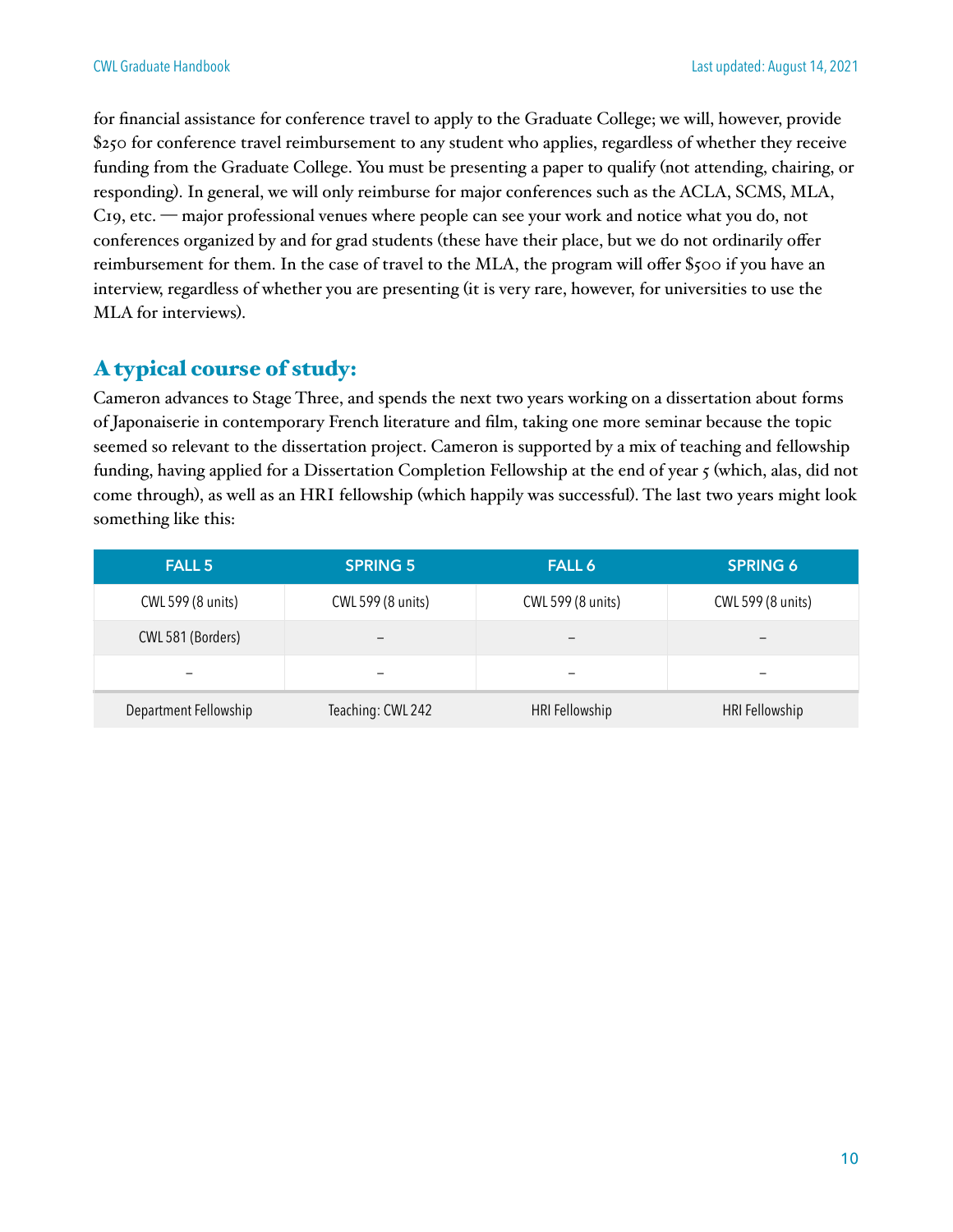for financial assistance for conference travel to apply to the Graduate College; we will, however, provide $250 for conference travel reimbursement to any student who applies, regardless of whether they receive funding from the Graduate College. You must be presenting a paper to qualify (not attending, chairing, or responding). In general, we will only reimburse for major conferences such as the ACLA, SCMS, MLA, C19, etc. — major professional venues where people can see your work and notice what you do, not conferences organized by and for grad students (these have their place, but we do not ordinarily offer reimbursement for them. In the case of travel to the MLA, the program will offer $500 if you have an interview, regardless of whether you are presenting (it is very rare, however, for universities to use the MLA for interviews).

## A typical course of study:

Cameron advances to Stage Three, and spends the next two years working on a dissertation about forms of Japonaiserie in contemporary French literature and film, taking one more seminar because the topic seemed so relevant to the dissertation project. Cameron is supported by a mix of teaching and fellowship funding, having applied for a Dissertation Completion Fellowship at the end of year 5 (which, alas, did not come through), as well as an HRI fellowship (which happily was successful). The last two years might look something like this:

| FALL 5 | SPRING 5 | FALL 6 | SPRING 6 |
|---|---|---|---|
| CWL 599 (8 units) | CWL 599 (8 units) | CWL 599 (8 units) | CWL 599 (8 units) |
| CWL 581 (Borders) | – | – | – |
| – | – | – | – |
| Department Fellowship | Teaching: CWL 242 | HRI Fellowship | HRI Fellowship |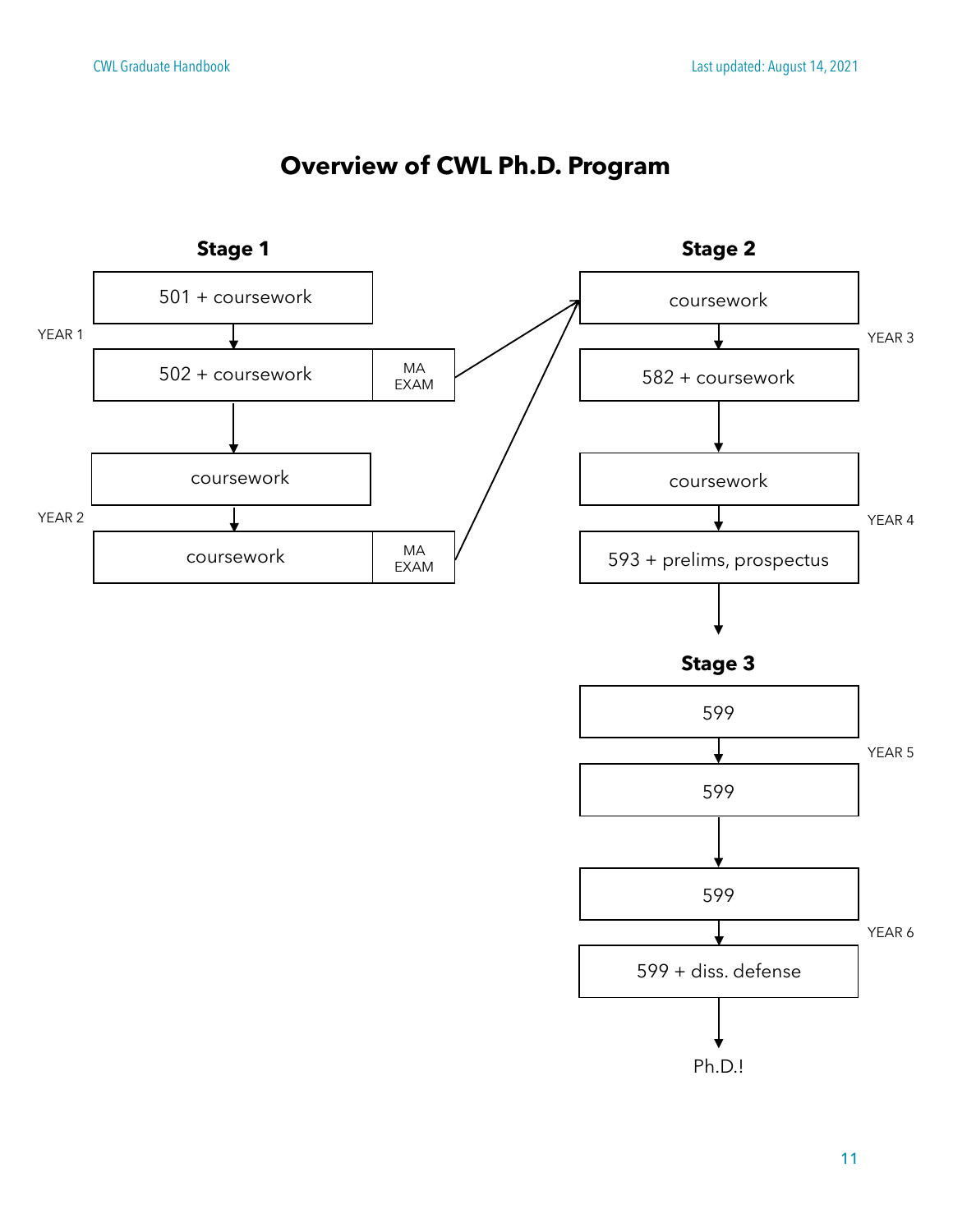# Overview of CWL Ph.D. Program

## Stage 1

YEAR 1

501 + coursework

502 + coursework | MA EXAM

YEAR 2

coursework

coursework | MA EXAM

## Stage 2

YEAR 3

coursework

582 + coursework

YEAR 4

coursework

593 + prelims, prospectus

## Stage 3

YEAR 5

599

599

YEAR 6

599

599 + diss. defense

Ph.D.!